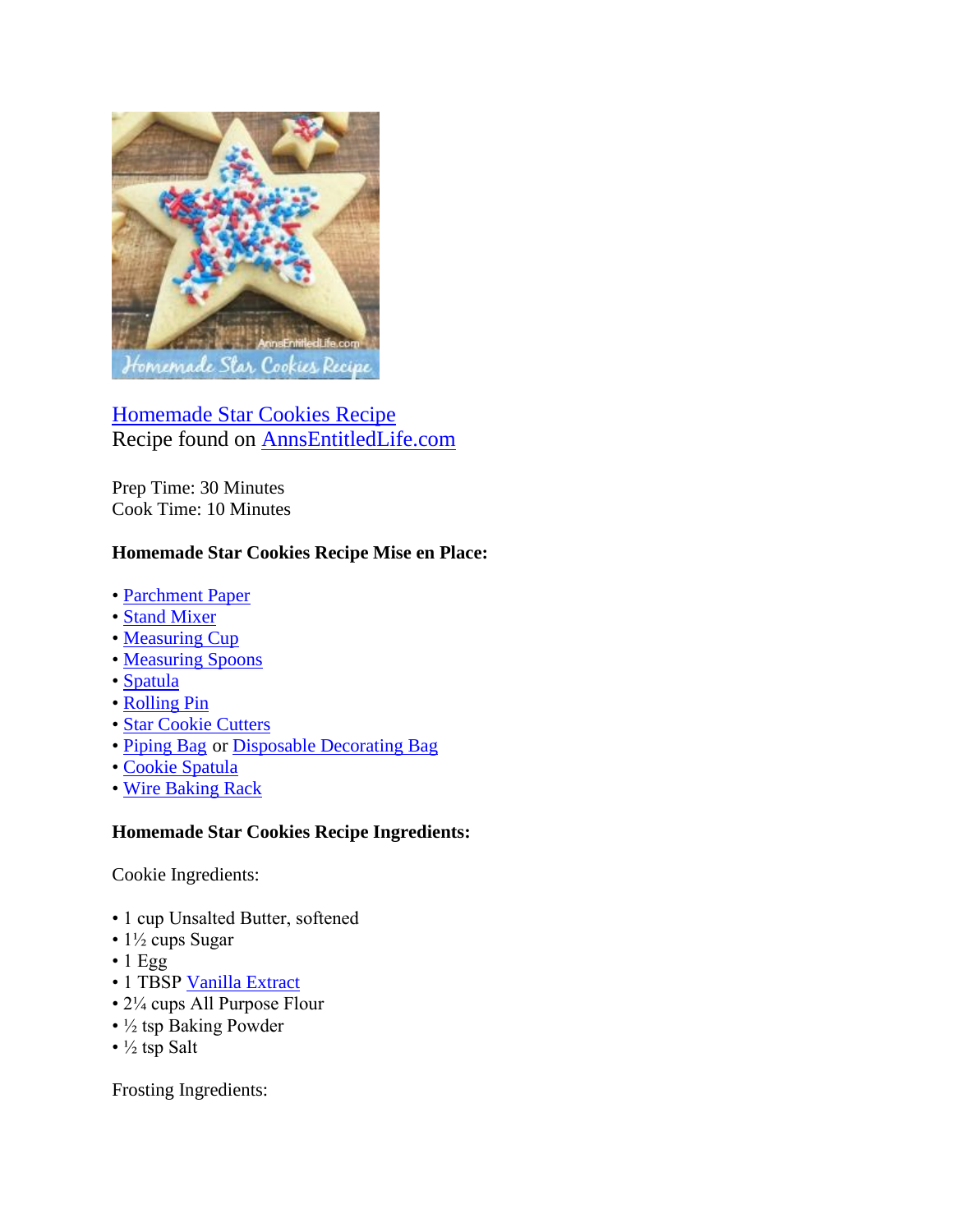Homemade Star Cookies Recipe
Recipe found on AnnsEntitledLife.com

Prep Time: 30 Minutes
Cook Time: 10 Minutes

**Homemade Star Cookies Recipe Mise en Place:**

- Parchment Paper
- Stand Mixer
- Measuring Cup
- Measuring Spoons
- Spatula
- Rolling Pin
- Star Cookie Cutters
- Piping Bag or Disposable Decorating Bag
- Cookie Spatula
- Wire Baking Rack

**Homemade Star Cookies Recipe Ingredients:**

Cookie Ingredients:

- 1 cup Unsalted Butter, softened
- 1½ cups Sugar
- 1 Egg
- 1 TBSP Vanilla Extract
- 2¼ cups All Purpose Flour
- ½ tsp Baking Powder
- ½ tsp Salt

Frosting Ingredients: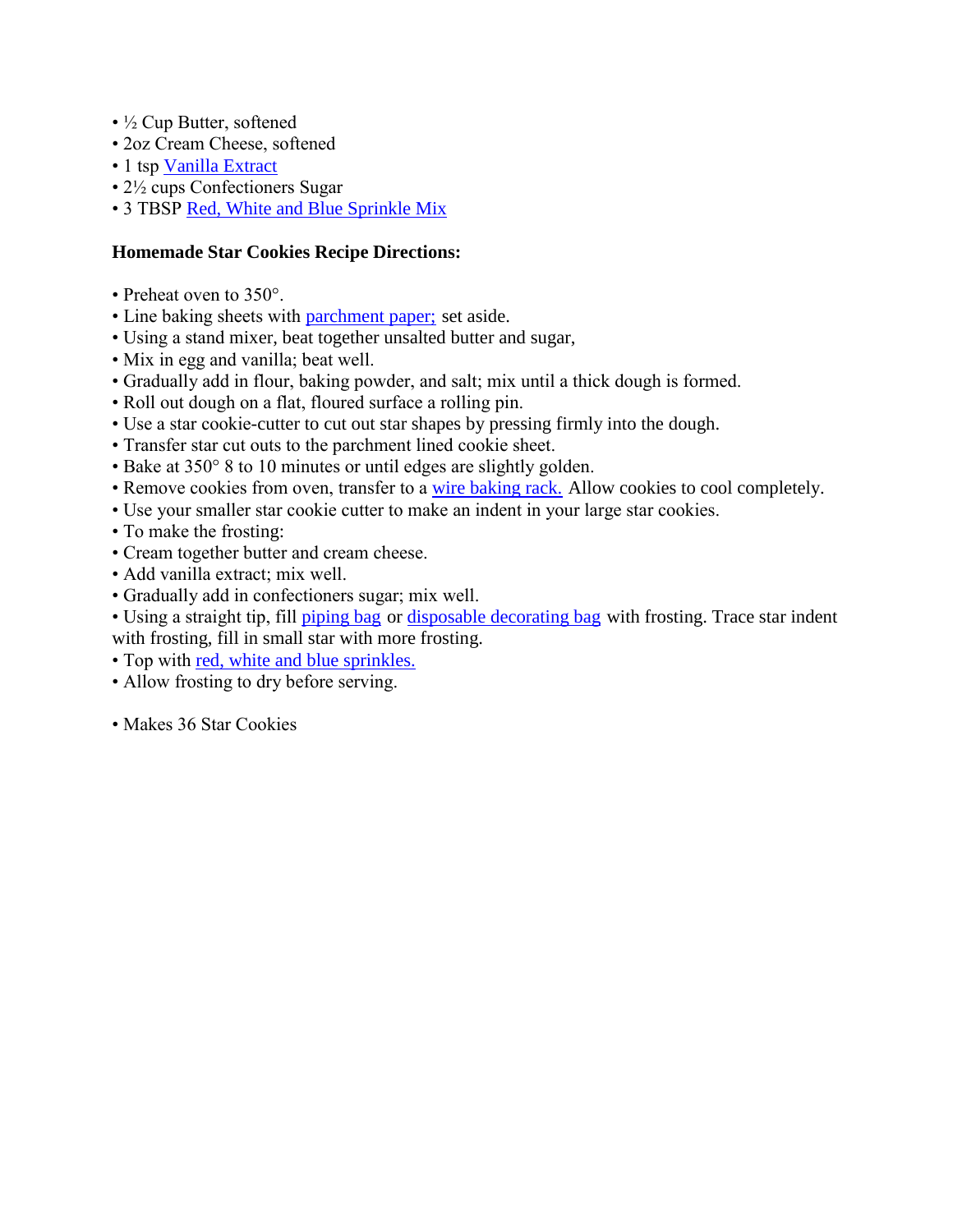- ½ Cup Butter, softened
- 2oz Cream Cheese, softened
- 1 tsp Vanilla Extract
- 2½ cups Confectioners Sugar
- 3 TBSP Red, White and Blue Sprinkle Mix

**Homemade Star Cookies Recipe Directions:**

- Preheat oven to 350°.
- Line baking sheets with parchment paper; set aside.
- Using a stand mixer, beat together unsalted butter and sugar,
- Mix in egg and vanilla; beat well.
- Gradually add in flour, baking powder, and salt; mix until a thick dough is formed.
- Roll out dough on a flat, floured surface a rolling pin.
- Use a star cookie-cutter to cut out star shapes by pressing firmly into the dough.
- Transfer star cut outs to the parchment lined cookie sheet.
- Bake at 350° 8 to 10 minutes or until edges are slightly golden.
- Remove cookies from oven, transfer to a wire baking rack. Allow cookies to cool completely.
- Use your smaller star cookie cutter to make an indent in your large star cookies.
- To make the frosting:
- Cream together butter and cream cheese.
- Add vanilla extract; mix well.
- Gradually add in confectioners sugar; mix well.
- Using a straight tip, fill piping bag or disposable decorating bag with frosting. Trace star indent with frosting, fill in small star with more frosting.
- Top with red, white and blue sprinkles.
- Allow frosting to dry before serving.

- Makes 36 Star Cookies